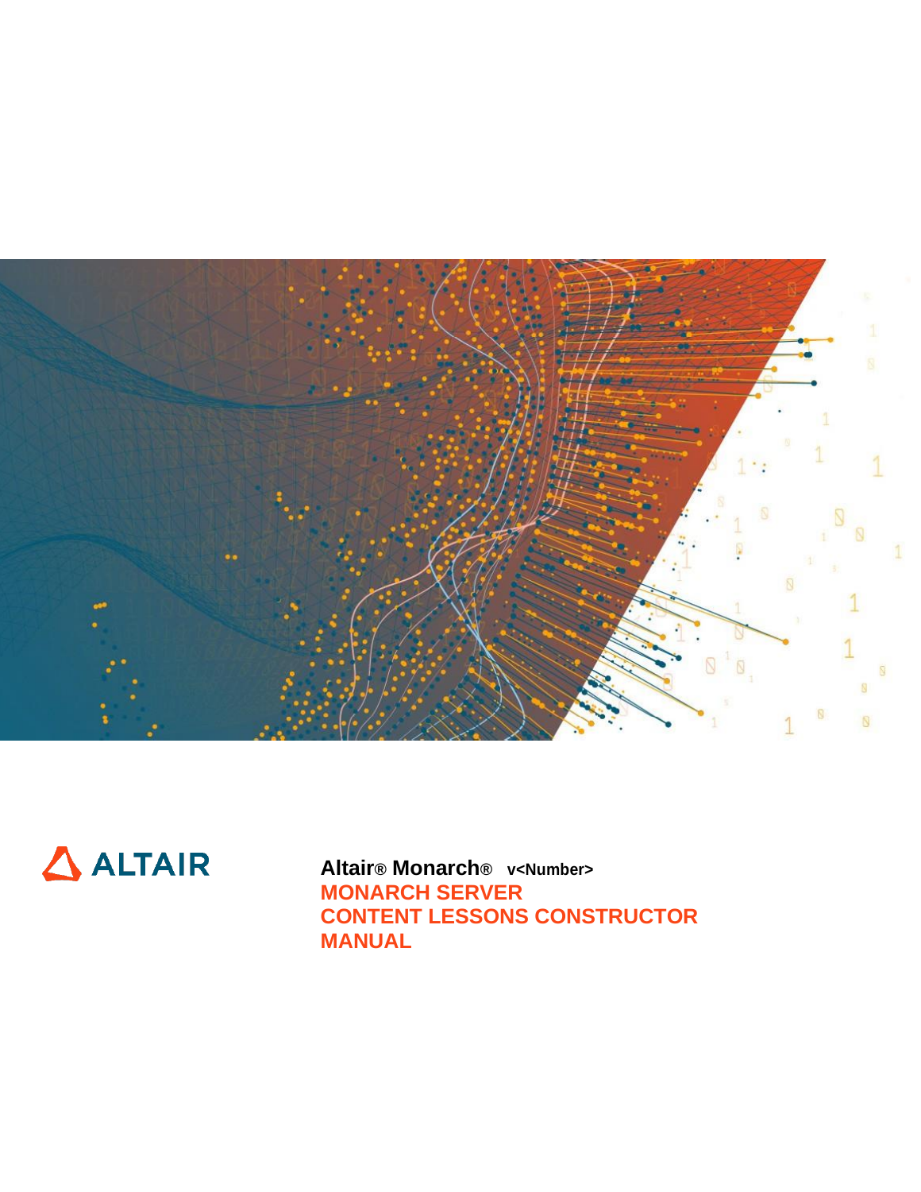ALTAIR

**Altair® Monarch®** **v<Number>**

# MONARCH SERVER CONTENT LESSONS CONSTRUCTOR MANUAL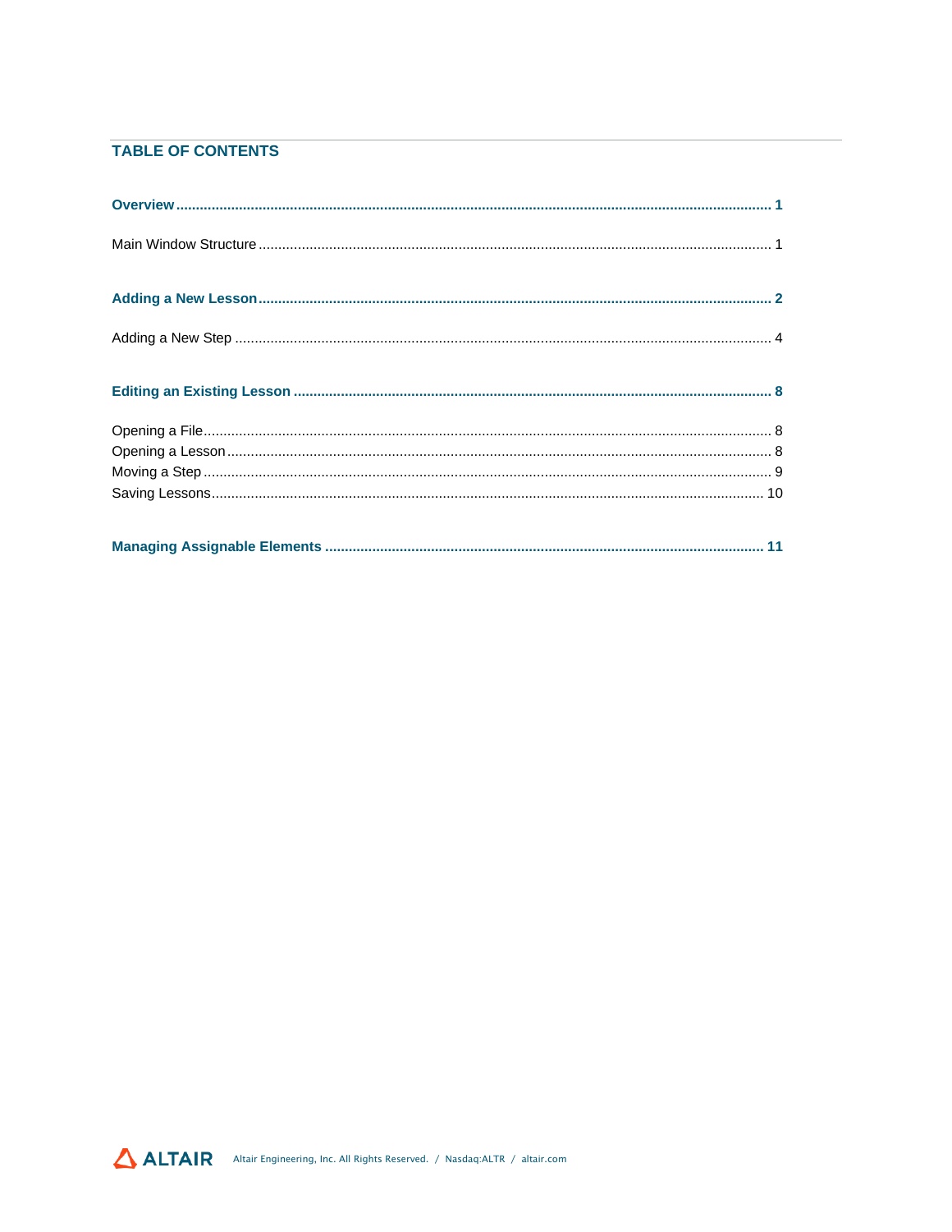## TABLE OF CONTENTS

**Overview ........................................................................................................................................ 1**

Main Window Structure ...................................................................................................................... 1

**Adding a New Lesson ................................................................................................................... 2**

Adding a New Step ............................................................................................................................ 4

**Editing an Existing Lesson ........................................................................................................... 8**

Opening a File .................................................................................................................................... 8
Opening a Lesson .............................................................................................................................. 8
Moving a Step .................................................................................................................................... 9
Saving Lessons ................................................................................................................................ 10

**Managing Assignable Elements ................................................................................................. 11**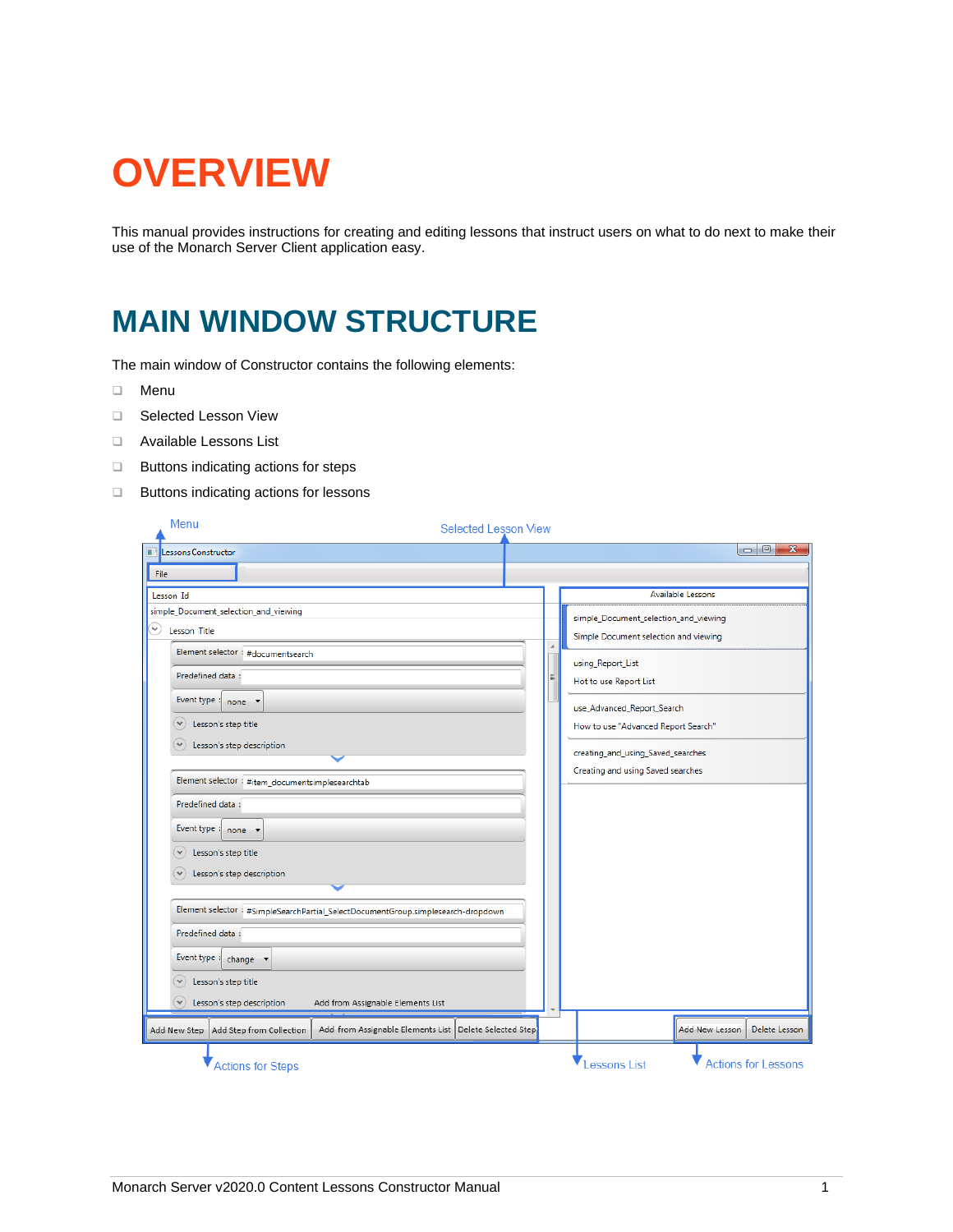# OVERVIEW

This manual provides instructions for creating and editing lessons that instruct users on what to do next to make their use of the Monarch Server Client application easy.

# MAIN WINDOW STRUCTURE

The main window of Constructor contains the following elements:

- Menu
- Selected Lesson View
- Available Lessons List
- Buttons indicating actions for steps
- Buttons indicating actions for lessons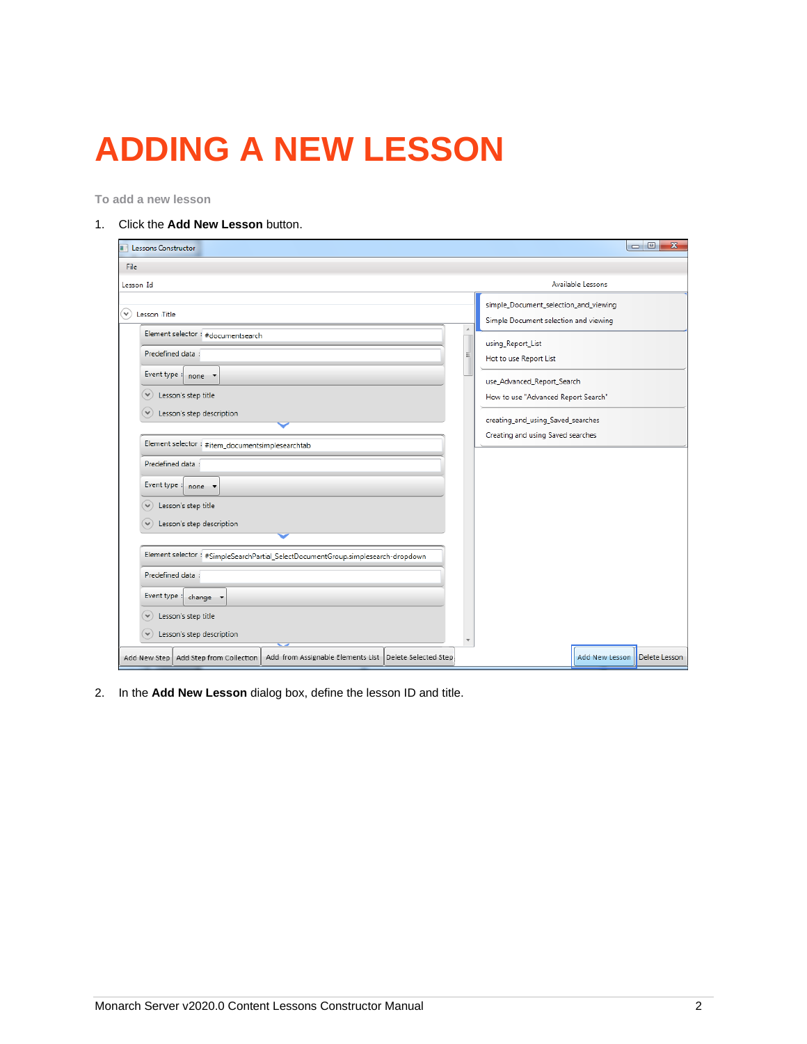# ADDING A NEW LESSON

**To add a new lesson**

1. Click the **Add New Lesson** button.

2. In the **Add New Lesson** dialog box, define the lesson ID and title.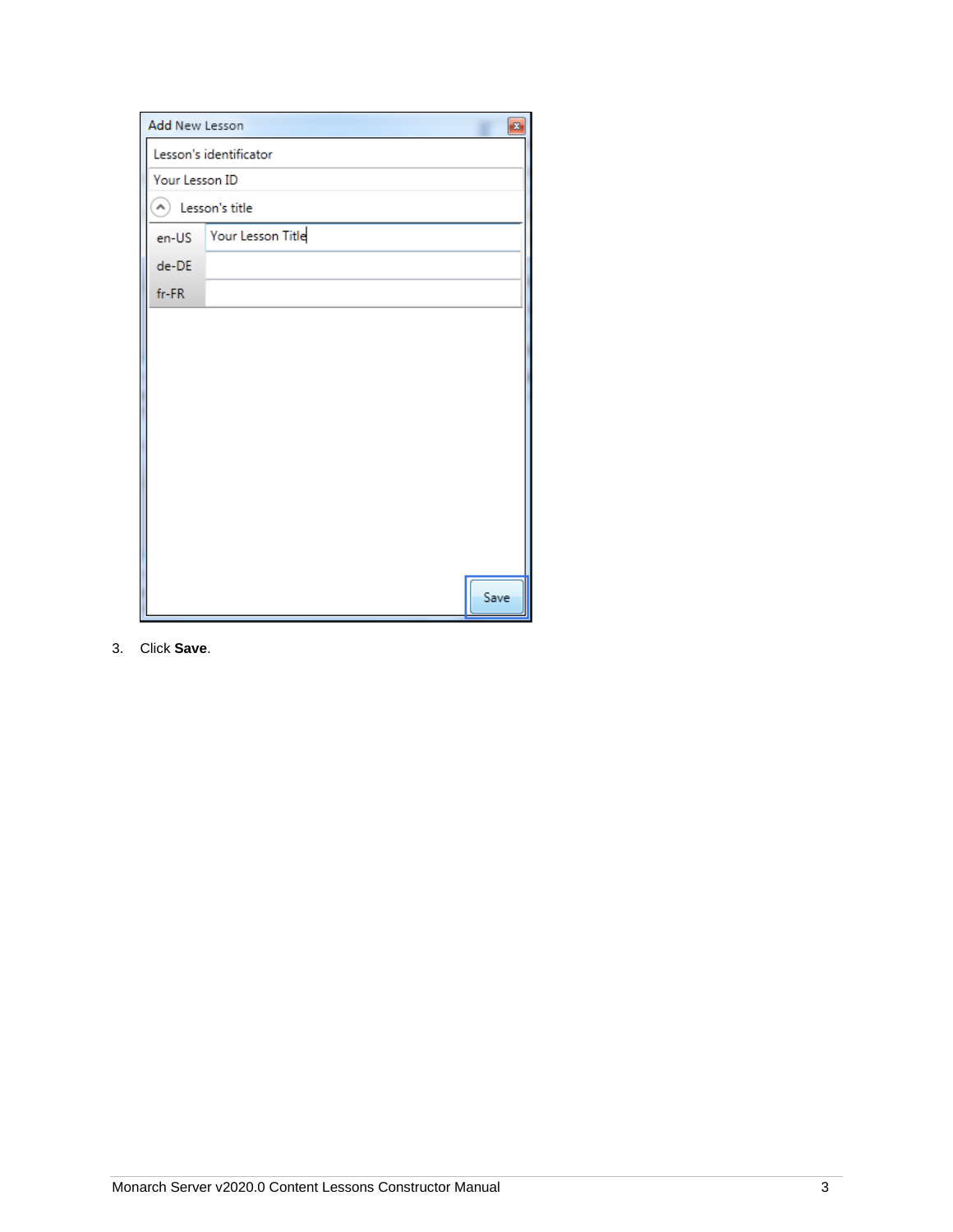3. Click **Save**.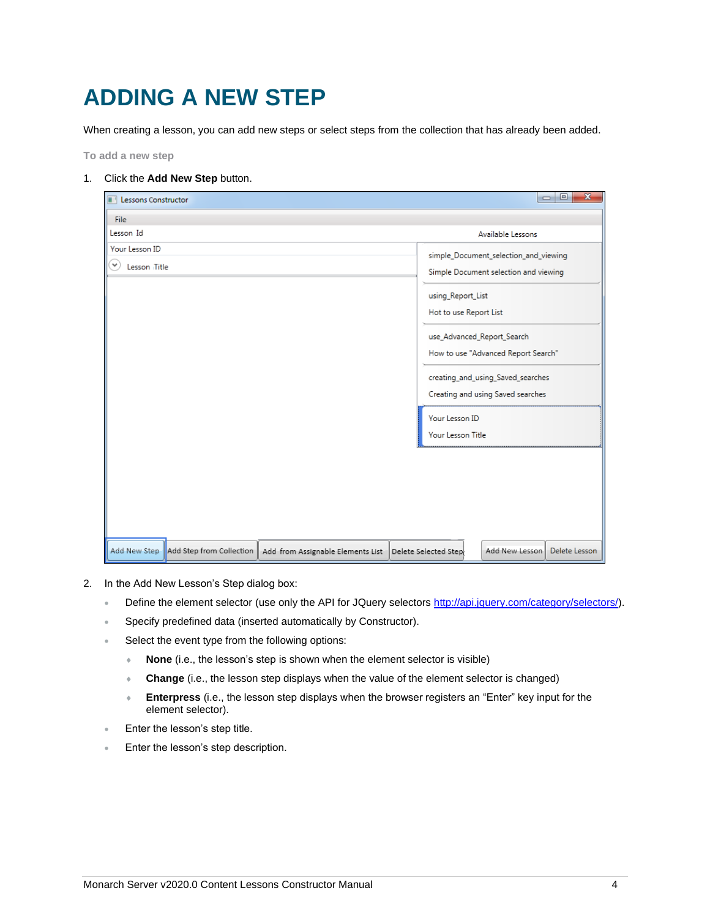# ADDING A NEW STEP

When creating a lesson, you can add new steps or select steps from the collection that has already been added.

**To add a new step**

1. Click the **Add New Step** button.

2. In the Add New Lesson's Step dialog box:

   - Define the element selector (use only the API for JQuery selectors http://api.jquery.com/category/selectors/).
   - Specify predefined data (inserted automatically by Constructor).
   - Select the event type from the following options:
     - **None** (i.e., the lesson's step is shown when the element selector is visible)
     - **Change** (i.e., the lesson step displays when the value of the element selector is changed)
     - **Enterpress** (i.e., the lesson step displays when the browser registers an "Enter" key input for the element selector).
   - Enter the lesson's step title.
   - Enter the lesson's step description.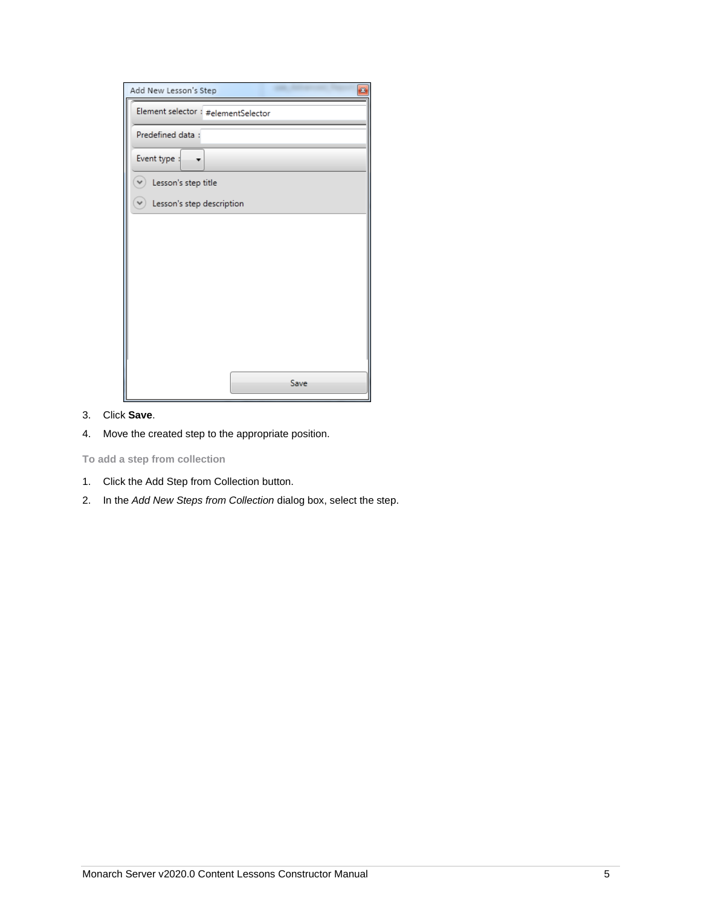3. Click **Save**.
4. Move the created step to the appropriate position.

**To add a step from collection**

1. Click the Add Step from Collection button.
2. In the *Add New Steps from Collection* dialog box, select the step.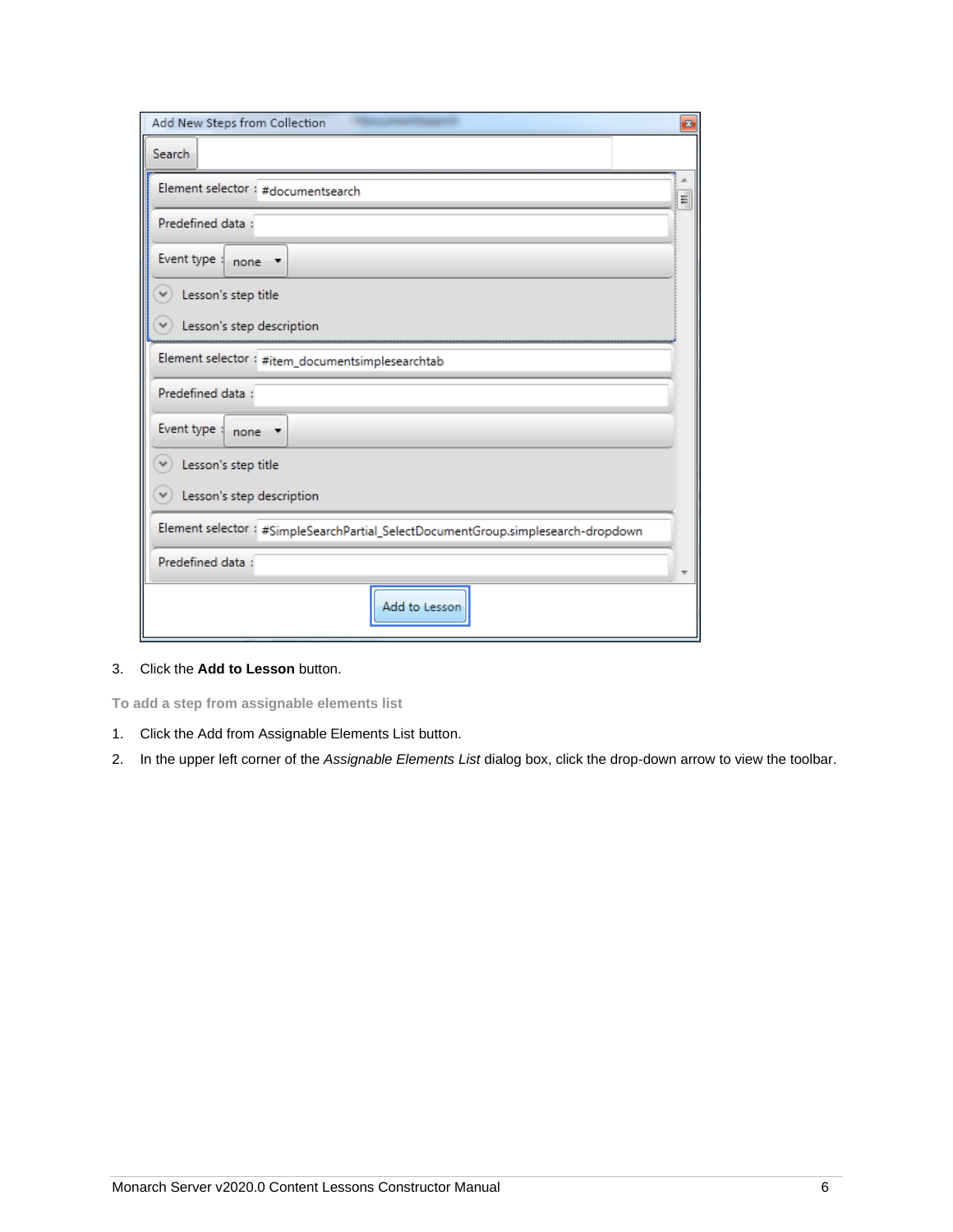3. Click the **Add to Lesson** button.

**To add a step from assignable elements list**

1. Click the Add from Assignable Elements List button.
2. In the upper left corner of the *Assignable Elements List* dialog box, click the drop-down arrow to view the toolbar.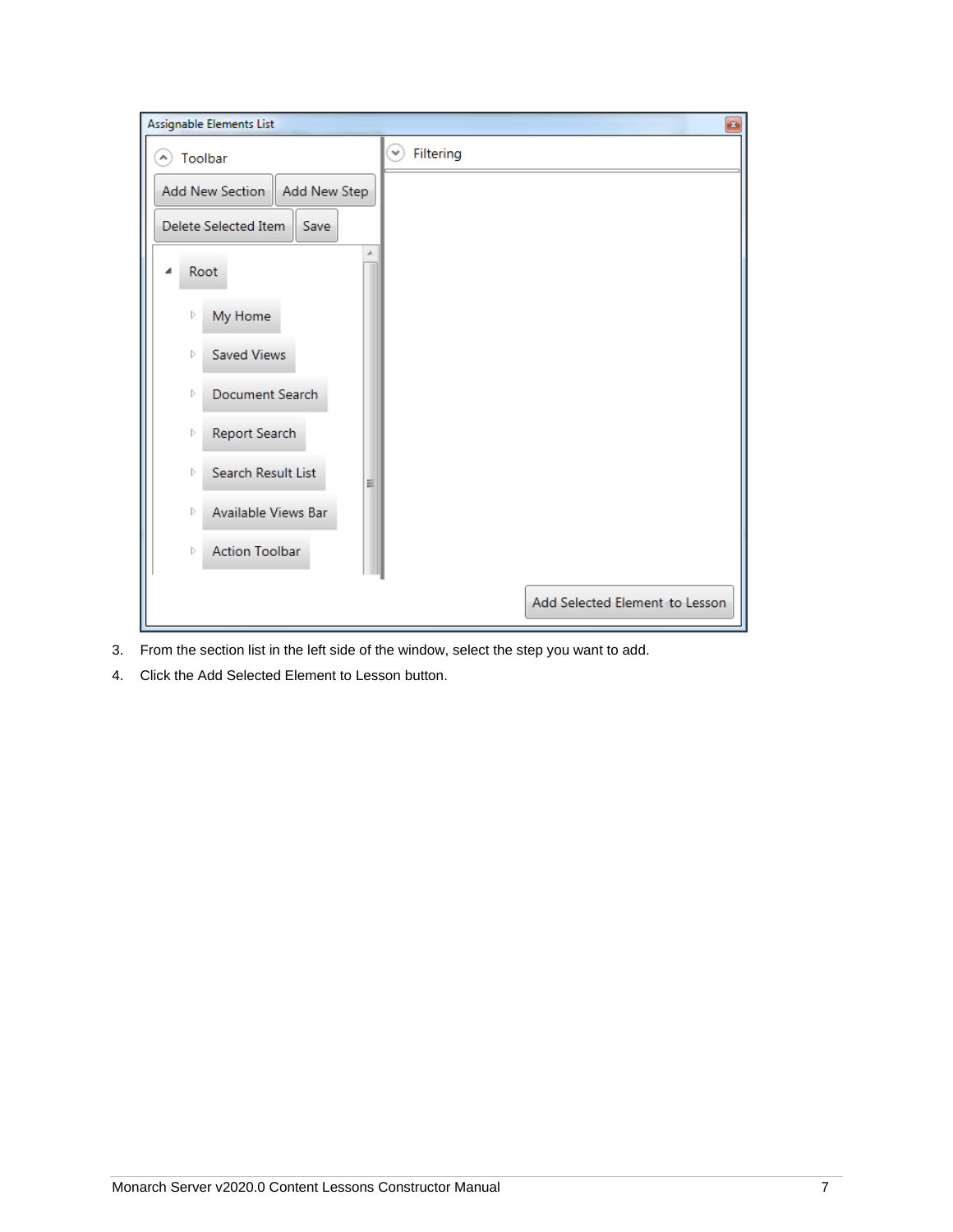3. From the section list in the left side of the window, select the step you want to add.
4. Click the Add Selected Element to Lesson button.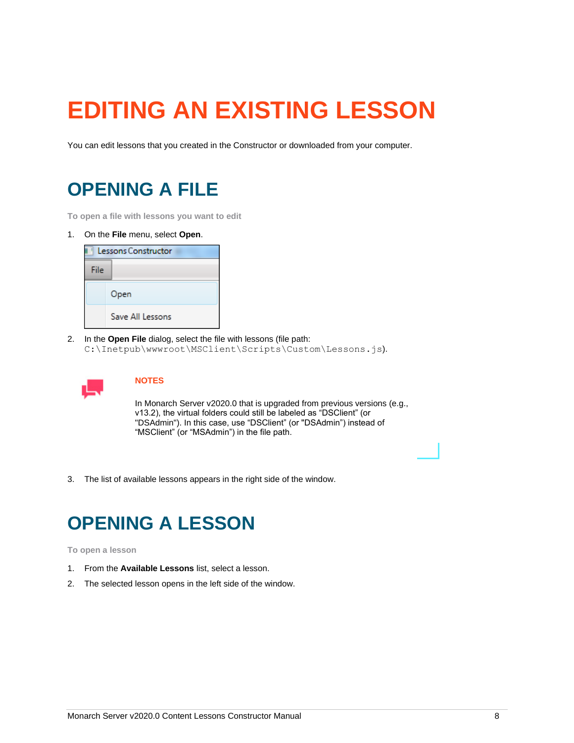# EDITING AN EXISTING LESSON

You can edit lessons that you created in the Constructor or downloaded from your computer.

## OPENING A FILE

**To open a file with lessons you want to edit**

1. On the **File** menu, select **Open**.
2. In the **Open File** dialog, select the file with lessons (file path: `C:\Inetpub\wwwroot\MSClient\Scripts\Custom\Lessons.js`).

> **NOTES**
>
> In Monarch Server v2020.0 that is upgraded from previous versions (e.g., v13.2), the virtual folders could still be labeled as "DSClient" (or "DSAdmin"). In this case, use "DSClient" (or "DSAdmin") instead of "MSClient" (or "MSAdmin") in the file path.

3. The list of available lessons appears in the right side of the window.

## OPENING A LESSON

**To open a lesson**

1. From the **Available Lessons** list, select a lesson.
2. The selected lesson opens in the left side of the window.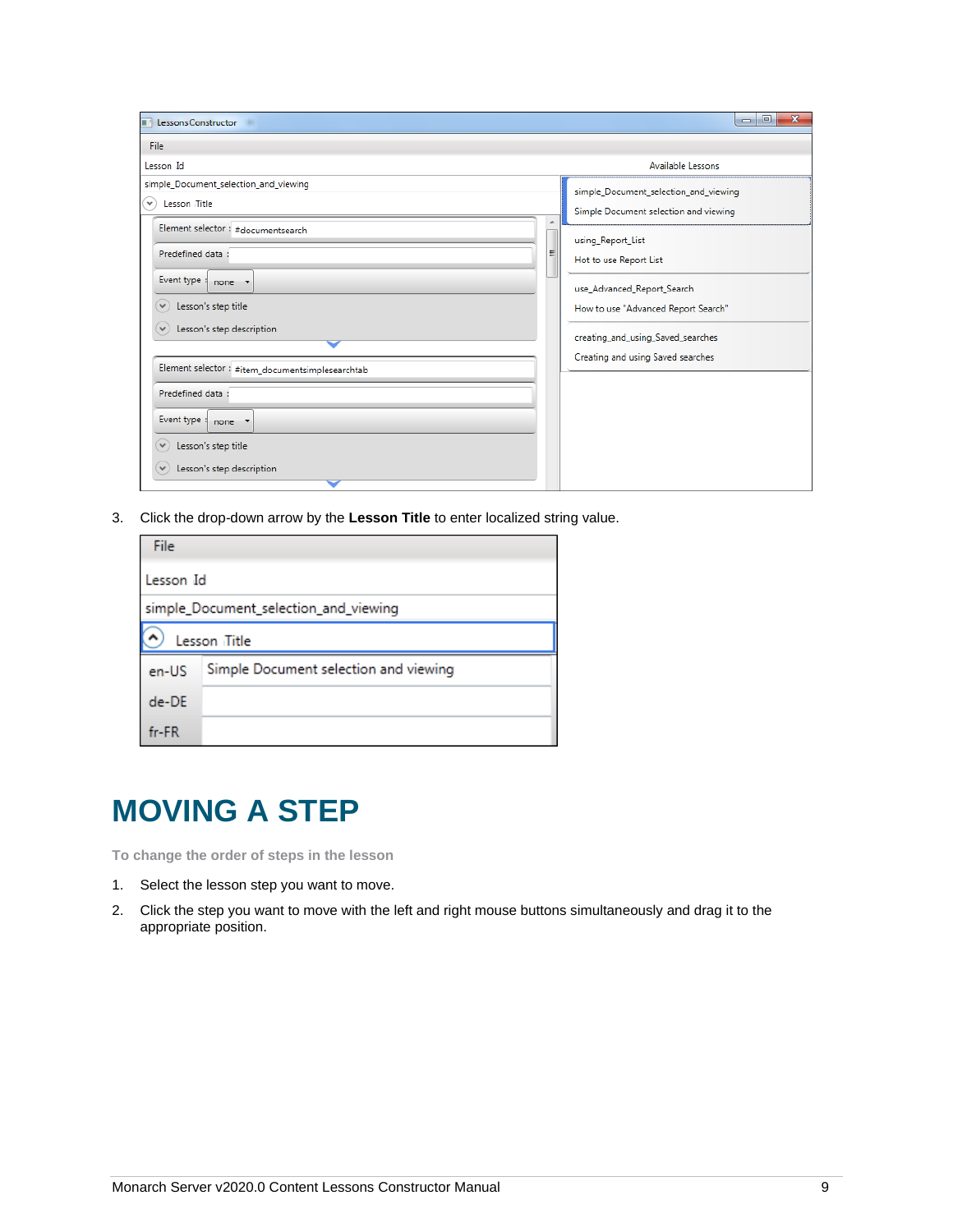3. Click the drop-down arrow by the **Lesson Title** to enter localized string value.

# MOVING A STEP

**To change the order of steps in the lesson**

1. Select the lesson step you want to move.
2. Click the step you want to move with the left and right mouse buttons simultaneously and drag it to the appropriate position.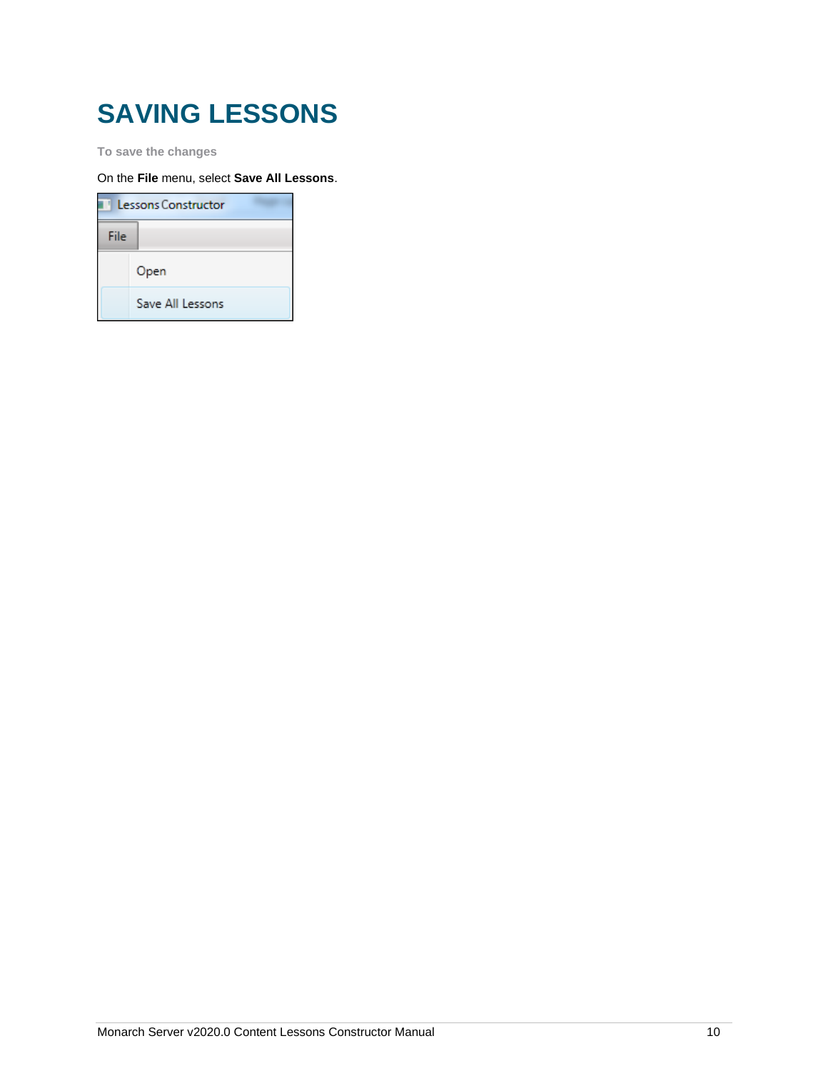# SAVING LESSONS

**To save the changes**

On the **File** menu, select **Save All Lessons**.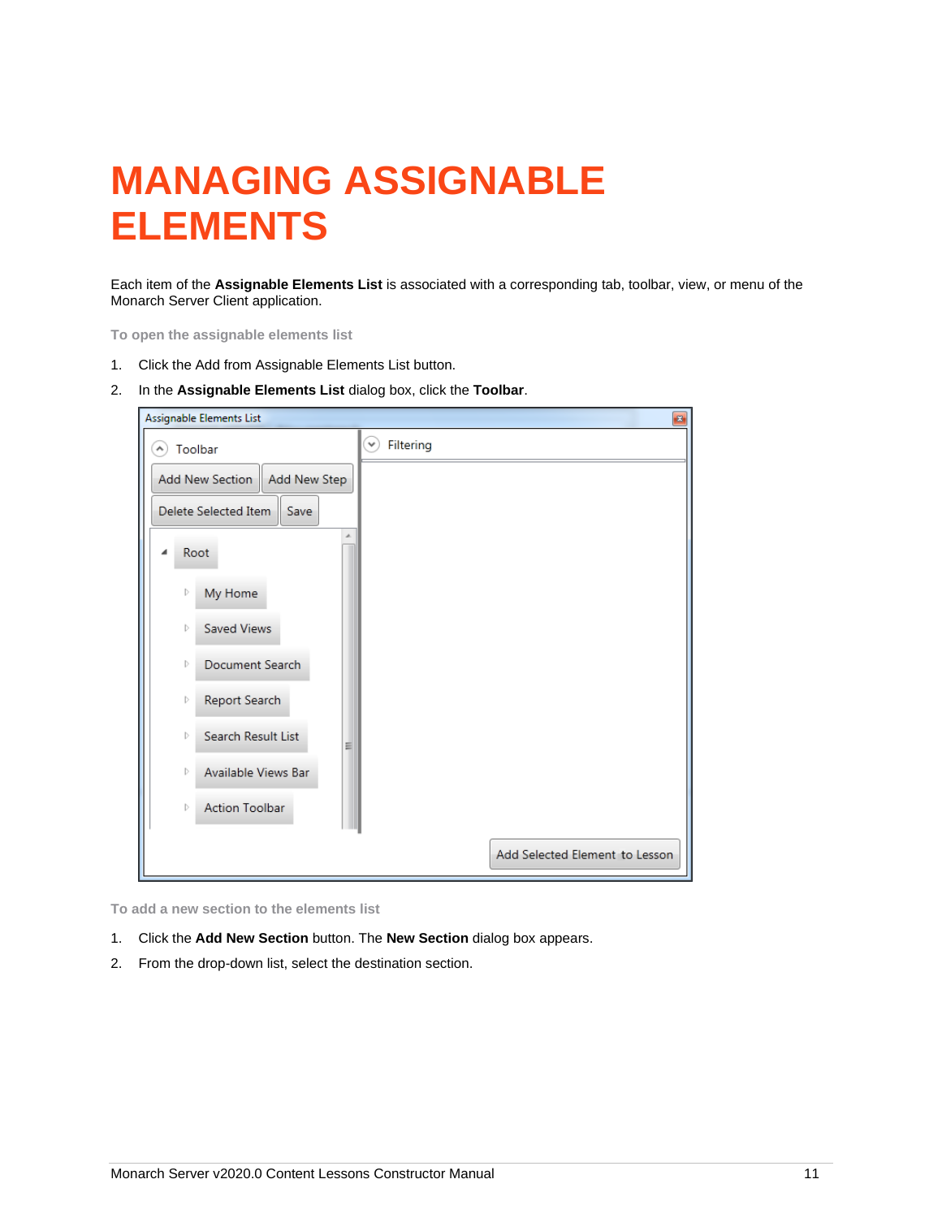# MANAGING ASSIGNABLE ELEMENTS

Each item of the **Assignable Elements List** is associated with a corresponding tab, toolbar, view, or menu of the Monarch Server Client application.

**To open the assignable elements list**

1. Click the Add from Assignable Elements List button.
2. In the **Assignable Elements List** dialog box, click the **Toolbar**.

**To add a new section to the elements list**

1. Click the **Add New Section** button. The **New Section** dialog box appears.
2. From the drop-down list, select the destination section.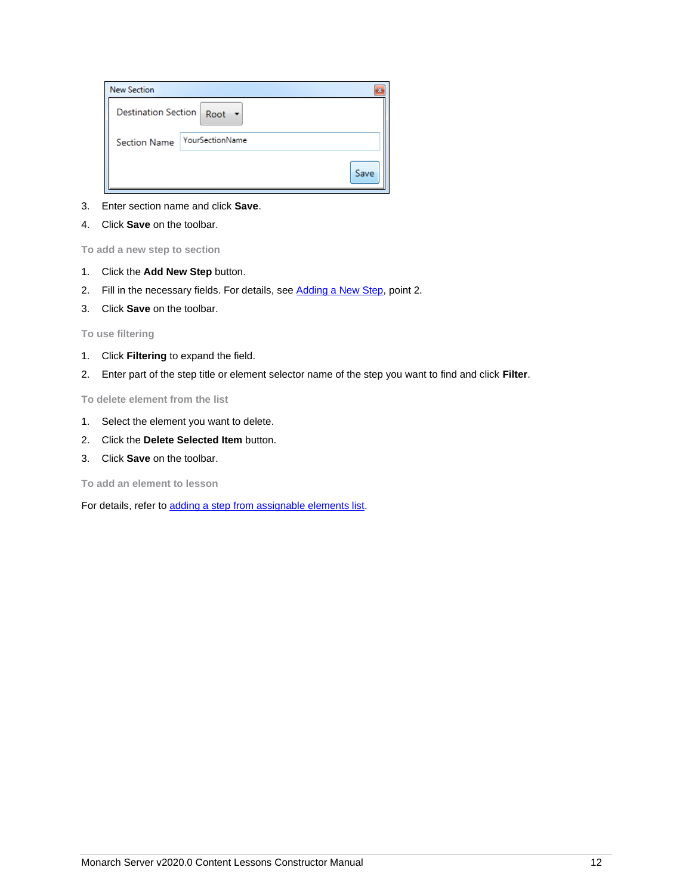3. Enter section name and click **Save**.
4. Click **Save** on the toolbar.

### To add a new step to section

1. Click the **Add New Step** button.
2. Fill in the necessary fields. For details, see Adding a New Step, point 2.
3. Click **Save** on the toolbar.

### To use filtering

1. Click **Filtering** to expand the field.
2. Enter part of the step title or element selector name of the step you want to find and click **Filter**.

### To delete element from the list

1. Select the element you want to delete.
2. Click the **Delete Selected Item** button.
3. Click **Save** on the toolbar.

### To add an element to lesson

For details, refer to adding a step from assignable elements list.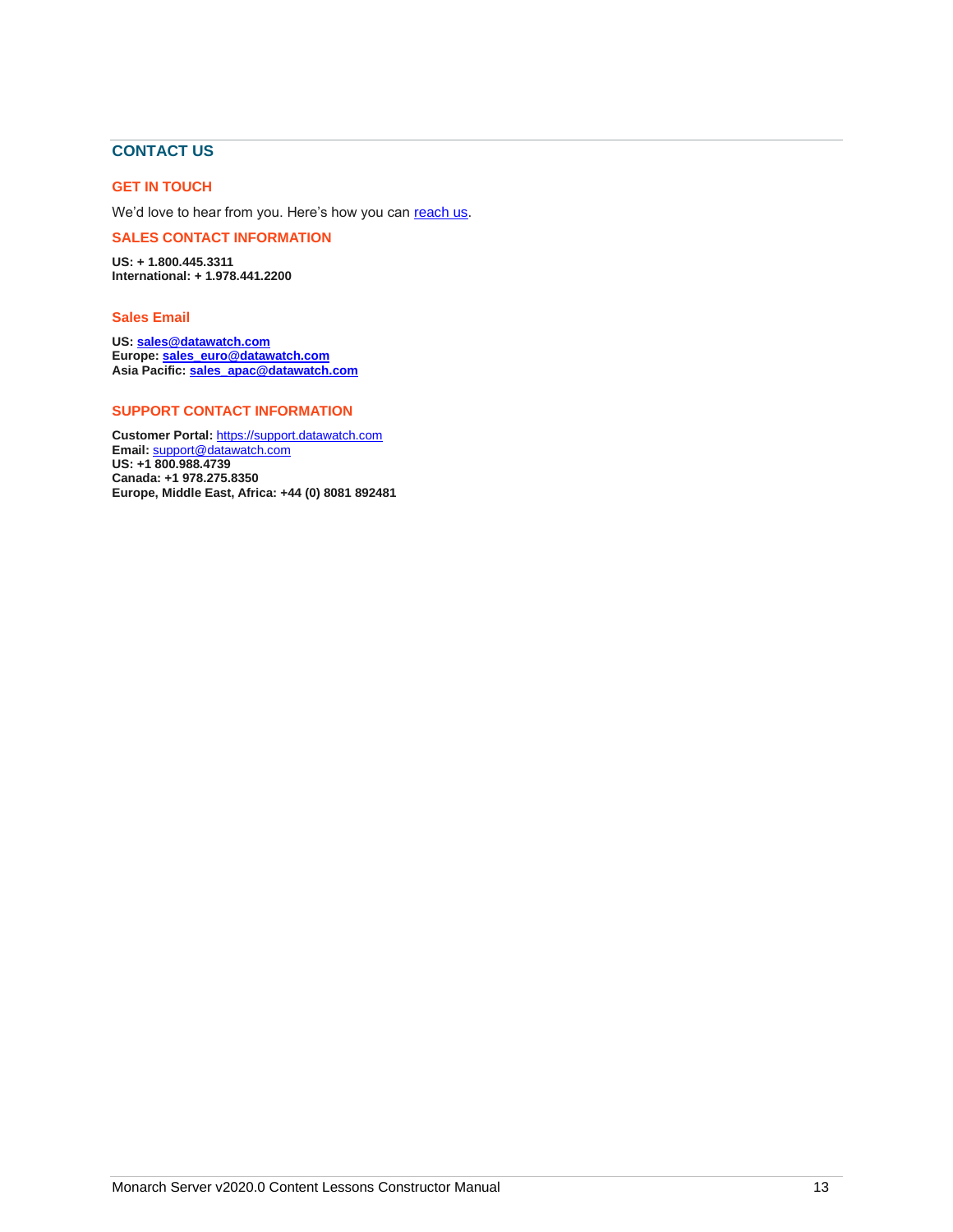## CONTACT US

### GET IN TOUCH

We’d love to hear from you. Here’s how you can reach us.

### SALES CONTACT INFORMATION

**US: + 1.800.445.3311**
**International: + 1.978.441.2200**

### Sales Email

**US: sales@datawatch.com**
**Europe: sales_euro@datawatch.com**
**Asia Pacific: sales_apac@datawatch.com**

### SUPPORT CONTACT INFORMATION

**Customer Portal:** https://support.datawatch.com
**Email:** support@datawatch.com
**US: +1 800.988.4739**
**Canada: +1 978.275.8350**
**Europe, Middle East, Africa: +44 (0) 8081 892481**